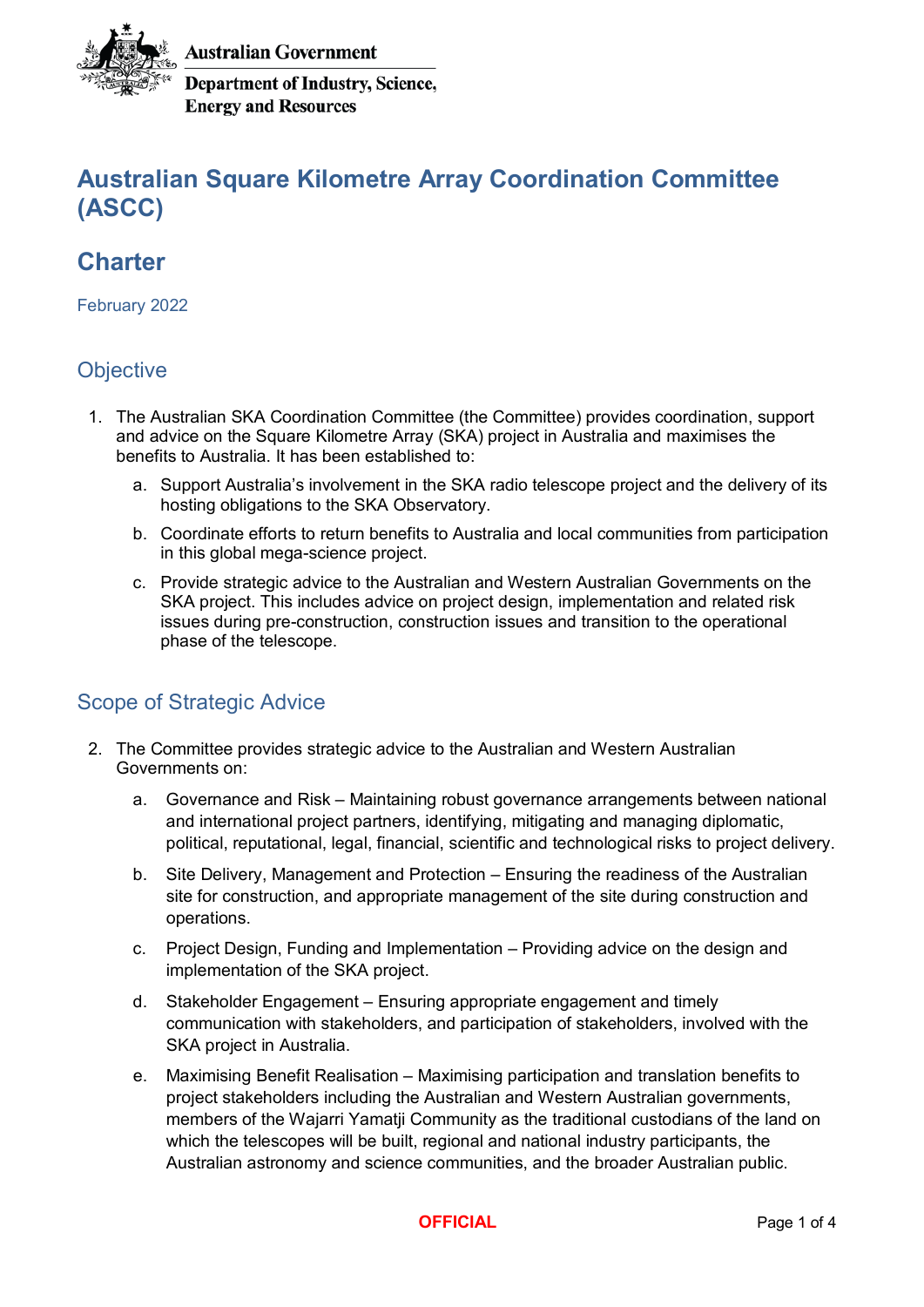Australian Government

Department of Industry, Science, Energy and Resources

# Australian Square Kilometre Array Coordination Committee (ASCC)

## Charter

February 2022

## Objective

1. The Australian SKA Coordination Committee (the Committee) provides coordination, support and advice on the Square Kilometre Array (SKA) project in Australia and maximises the benefits to Australia. It has been established to:

   a. Support Australia's involvement in the SKA radio telescope project and the delivery of its hosting obligations to the SKA Observatory.

   b. Coordinate efforts to return benefits to Australia and local communities from participation in this global mega-science project.

   c. Provide strategic advice to the Australian and Western Australian Governments on the SKA project. This includes advice on project design, implementation and related risk issues during pre-construction, construction issues and transition to the operational phase of the telescope.

## Scope of Strategic Advice

2. The Committee provides strategic advice to the Australian and Western Australian Governments on:

   a. Governance and Risk – Maintaining robust governance arrangements between national and international project partners, identifying, mitigating and managing diplomatic, political, reputational, legal, financial, scientific and technological risks to project delivery.

   b. Site Delivery, Management and Protection – Ensuring the readiness of the Australian site for construction, and appropriate management of the site during construction and operations.

   c. Project Design, Funding and Implementation – Providing advice on the design and implementation of the SKA project.

   d. Stakeholder Engagement – Ensuring appropriate engagement and timely communication with stakeholders, and participation of stakeholders, involved with the SKA project in Australia.

   e. Maximising Benefit Realisation – Maximising participation and translation benefits to project stakeholders including the Australian and Western Australian governments, members of the Wajarri Yamatji Community as the traditional custodians of the land on which the telescopes will be built, regional and national industry participants, the Australian astronomy and science communities, and the broader Australian public.

**OFFICIAL**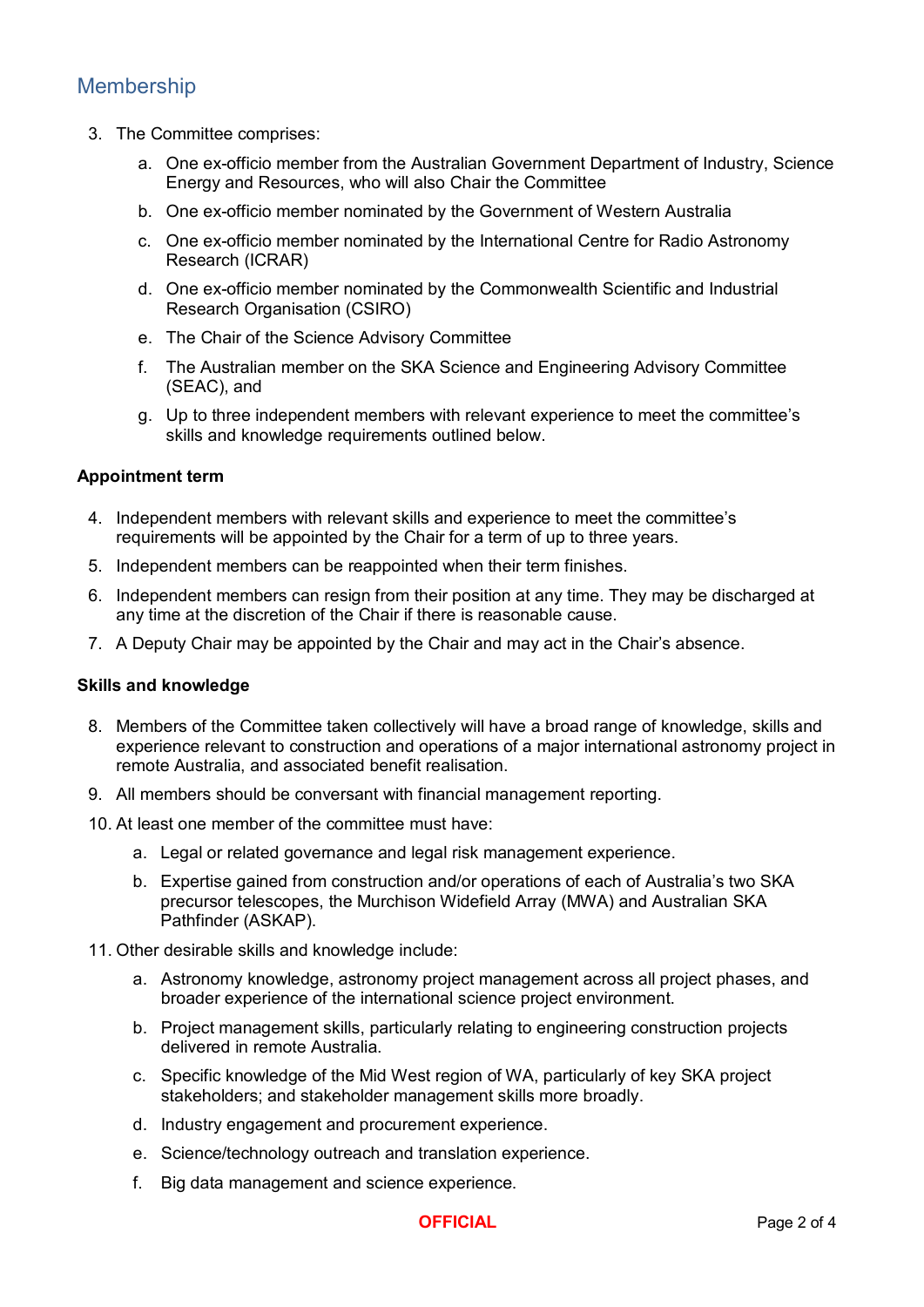## Membership

3. The Committee comprises:
    a. One ex-officio member from the Australian Government Department of Industry, Science Energy and Resources, who will also Chair the Committee
    b. One ex-officio member nominated by the Government of Western Australia
    c. One ex-officio member nominated by the International Centre for Radio Astronomy Research (ICRAR)
    d. One ex-officio member nominated by the Commonwealth Scientific and Industrial Research Organisation (CSIRO)
    e. The Chair of the Science Advisory Committee
    f. The Australian member on the SKA Science and Engineering Advisory Committee (SEAC), and
    g. Up to three independent members with relevant experience to meet the committee's skills and knowledge requirements outlined below.

**Appointment term**

4. Independent members with relevant skills and experience to meet the committee's requirements will be appointed by the Chair for a term of up to three years.
5. Independent members can be reappointed when their term finishes.
6. Independent members can resign from their position at any time. They may be discharged at any time at the discretion of the Chair if there is reasonable cause.
7. A Deputy Chair may be appointed by the Chair and may act in the Chair's absence.

**Skills and knowledge**

8. Members of the Committee taken collectively will have a broad range of knowledge, skills and experience relevant to construction and operations of a major international astronomy project in remote Australia, and associated benefit realisation.
9. All members should be conversant with financial management reporting.
10. At least one member of the committee must have:
    a. Legal or related governance and legal risk management experience.
    b. Expertise gained from construction and/or operations of each of Australia's two SKA precursor telescopes, the Murchison Widefield Array (MWA) and Australian SKA Pathfinder (ASKAP).
11. Other desirable skills and knowledge include:
    a. Astronomy knowledge, astronomy project management across all project phases, and broader experience of the international science project environment.
    b. Project management skills, particularly relating to engineering construction projects delivered in remote Australia.
    c. Specific knowledge of the Mid West region of WA, particularly of key SKA project stakeholders; and stakeholder management skills more broadly.
    d. Industry engagement and procurement experience.
    e. Science/technology outreach and translation experience.
    f. Big data management and science experience.

OFFICIAL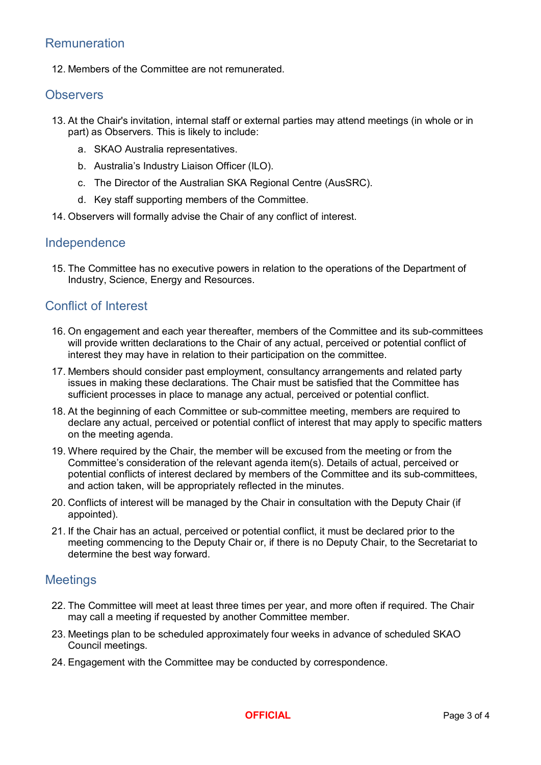## Remuneration

12. Members of the Committee are not remunerated.

## Observers

13. At the Chair's invitation, internal staff or external parties may attend meetings (in whole or in part) as Observers. This is likely to include:
    a. SKAO Australia representatives.
    b. Australia's Industry Liaison Officer (ILO).
    c. The Director of the Australian SKA Regional Centre (AusSRC).
    d. Key staff supporting members of the Committee.
14. Observers will formally advise the Chair of any conflict of interest.

## Independence

15. The Committee has no executive powers in relation to the operations of the Department of Industry, Science, Energy and Resources.

## Conflict of Interest

16. On engagement and each year thereafter, members of the Committee and its sub-committees will provide written declarations to the Chair of any actual, perceived or potential conflict of interest they may have in relation to their participation on the committee.
17. Members should consider past employment, consultancy arrangements and related party issues in making these declarations. The Chair must be satisfied that the Committee has sufficient processes in place to manage any actual, perceived or potential conflict.
18. At the beginning of each Committee or sub-committee meeting, members are required to declare any actual, perceived or potential conflict of interest that may apply to specific matters on the meeting agenda.
19. Where required by the Chair, the member will be excused from the meeting or from the Committee's consideration of the relevant agenda item(s). Details of actual, perceived or potential conflicts of interest declared by members of the Committee and its sub-committees, and action taken, will be appropriately reflected in the minutes.
20. Conflicts of interest will be managed by the Chair in consultation with the Deputy Chair (if appointed).
21. If the Chair has an actual, perceived or potential conflict, it must be declared prior to the meeting commencing to the Deputy Chair or, if there is no Deputy Chair, to the Secretariat to determine the best way forward.

## Meetings

22. The Committee will meet at least three times per year, and more often if required. The Chair may call a meeting if requested by another Committee member.
23. Meetings plan to be scheduled approximately four weeks in advance of scheduled SKAO Council meetings.
24. Engagement with the Committee may be conducted by correspondence.

**OFFICIAL**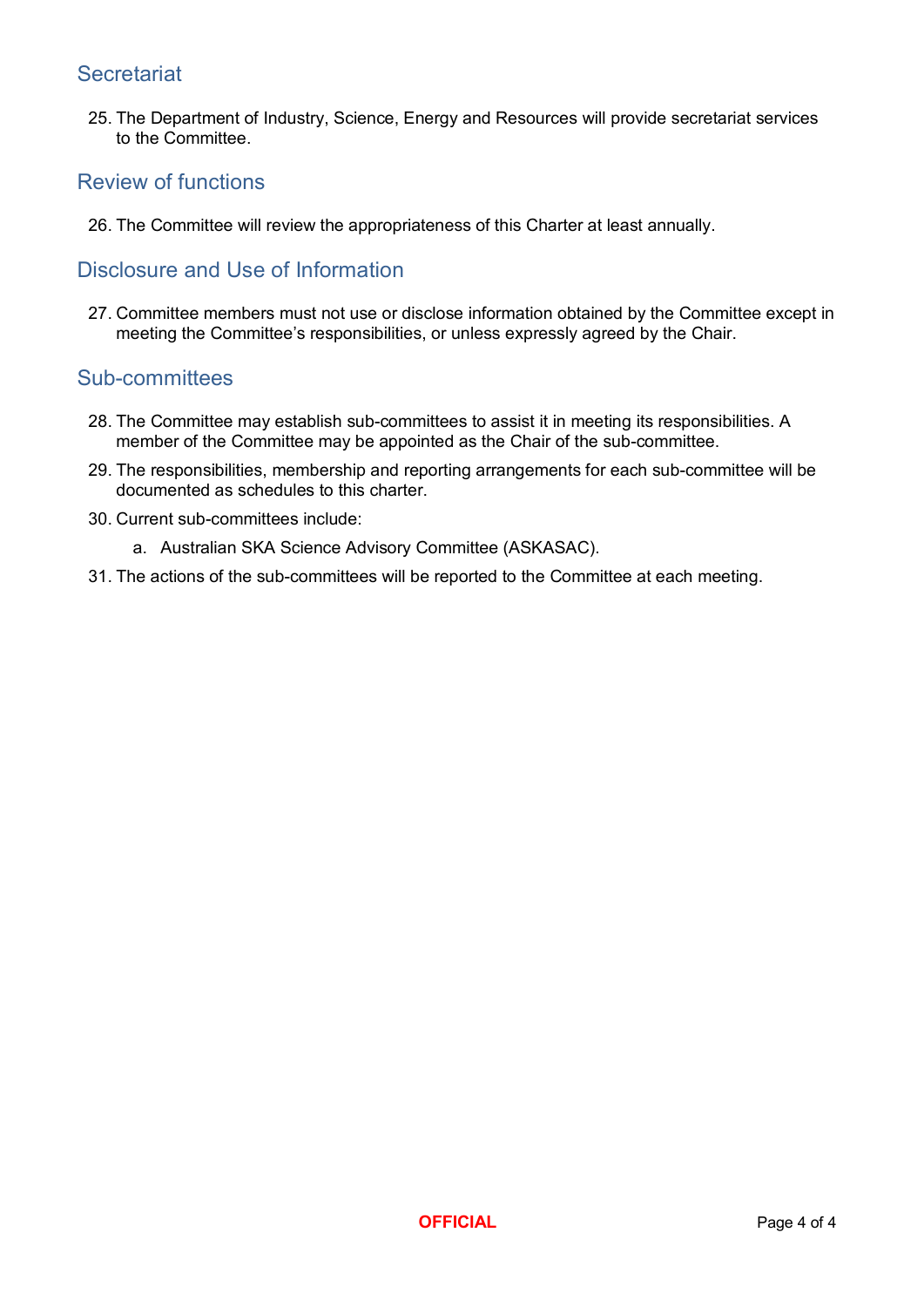## Secretariat

25. The Department of Industry, Science, Energy and Resources will provide secretariat services to the Committee.

## Review of functions

26. The Committee will review the appropriateness of this Charter at least annually.

## Disclosure and Use of Information

27. Committee members must not use or disclose information obtained by the Committee except in meeting the Committee's responsibilities, or unless expressly agreed by the Chair.

## Sub-committees

28. The Committee may establish sub-committees to assist it in meeting its responsibilities. A member of the Committee may be appointed as the Chair of the sub-committee.
29. The responsibilities, membership and reporting arrangements for each sub-committee will be documented as schedules to this charter.
30. Current sub-committees include:
    a. Australian SKA Science Advisory Committee (ASKASAC).
31. The actions of the sub-committees will be reported to the Committee at each meeting.

**OFFICIAL**